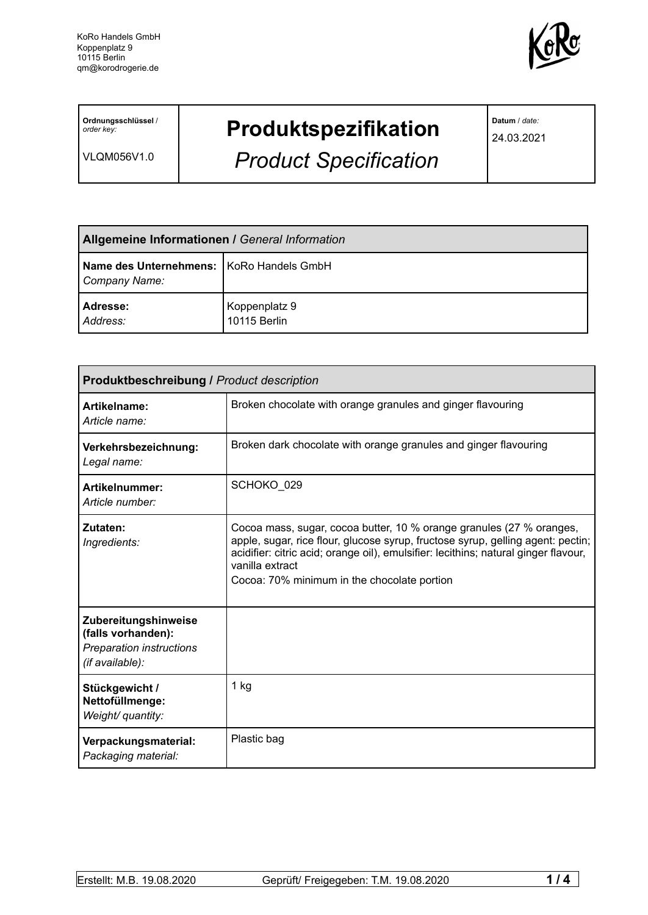KoRo Handels GmbH
Koppenplatz 9
10115 Berlin
qm@korodrogerie.de

| **Ordnungsschlüssel** / *order key:* VLQM056V1.0 | **Produktspezifikation** *Product Specification* | **Datum** / *date:* 24.03.2021 |
|---|---|---|

| **Allgemeine Informationen /** *General Information* | |
|---|---|
| **Name des Unternehmens:** *Company Name:* | KoRo Handels GmbH |
| **Adresse:** *Address:* | Koppenplatz 9 10115 Berlin |

| **Produktbeschreibung /** *Product description* | |
|---|---|
| **Artikelname:** *Article name:* | Broken chocolate with orange granules and ginger flavouring |
| **Verkehrsbezeichnung:** *Legal name:* | Broken dark chocolate with orange granules and ginger flavouring |
| **Artikelnummer:** *Article number:* | SCHOKO_029 |
| **Zutaten:** *Ingredients:* | Cocoa mass, sugar, cocoa butter, 10 % orange granules (27 % oranges, apple, sugar, rice flour, glucose syrup, fructose syrup, gelling agent: pectin; acidifier: citric acid; orange oil), emulsifier: lecithins; natural ginger flavour, vanilla extract<br>Cocoa: 70% minimum in the chocolate portion |
| **Zubereitungshinweise (falls vorhanden):** *Preparation instructions (if available):* | |
| **Stückgewicht / Nettofüllmenge:** *Weight/ quantity:* | 1 kg |
| **Verpackungsmaterial:** *Packaging material:* | Plastic bag |

Erstellt: M.B. 19.08.2020 Geprüft/ Freigegeben: T.M. 19.08.2020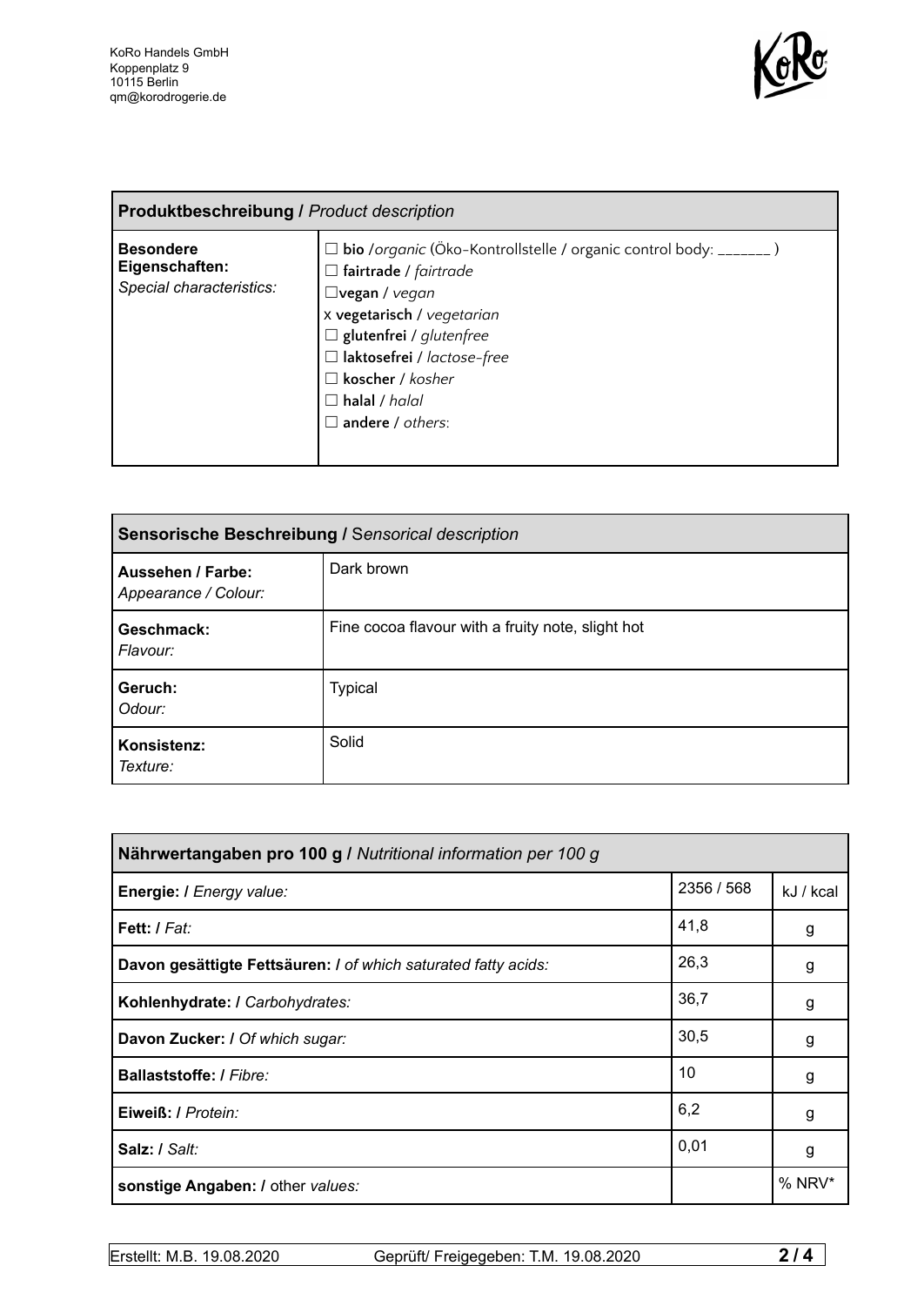KoRo Handels GmbH
Koppenplatz 9
10115 Berlin
qm@korodrogerie.de

| **Produktbeschreibung /** *Product description* | |
|---|---|
| **Besondere Eigenschaften:** *Special characteristics:* | ☐ **bio** /*organic* (Öko-Kontrollstelle / organic control body: _______ )<br>☐ **fairtrade** / *fairtrade*<br>☐**vegan** / *vegan*<br>x **vegetarisch** / *vegetarian*<br>☐ **glutenfrei** / *glutenfree*<br>☐ **laktosefrei** / *lactose-free*<br>☐ **koscher** / *kosher*<br>☐ **halal** / *halal*<br>☐ **andere** / *others*: |

| **Sensorische Beschreibung /** *Sensorical description* | |
|---|---|
| **Aussehen / Farbe:** *Appearance / Colour:* | Dark brown |
| **Geschmack:** *Flavour:* | Fine cocoa flavour with a fruity note, slight hot |
| **Geruch:** *Odour:* | Typical |
| **Konsistenz:** *Texture:* | Solid |

| **Nährwertangaben pro 100 g /** *Nutritional information per 100 g* | | |
|---|---|---|
| **Energie: /** *Energy value:* | 2356 / 568 | kJ / kcal |
| **Fett: /** *Fat:* | 41,8 | g |
| **Davon gesättigte Fettsäuren: /** *of which saturated fatty acids:* | 26,3 | g |
| **Kohlenhydrate: /** *Carbohydrates:* | 36,7 | g |
| **Davon Zucker: /** *Of which sugar:* | 30,5 | g |
| **Ballaststoffe: /** *Fibre:* | 10 | g |
| **Eiweiß: /** *Protein:* | 6,2 | g |
| **Salz: /** *Salt:* | 0,01 | g |
| **sonstige Angaben: /** other *values:* | | % NRV* |

Erstellt: M.B. 19.08.2020 | Geprüft/ Freigegeben: T.M. 19.08.2020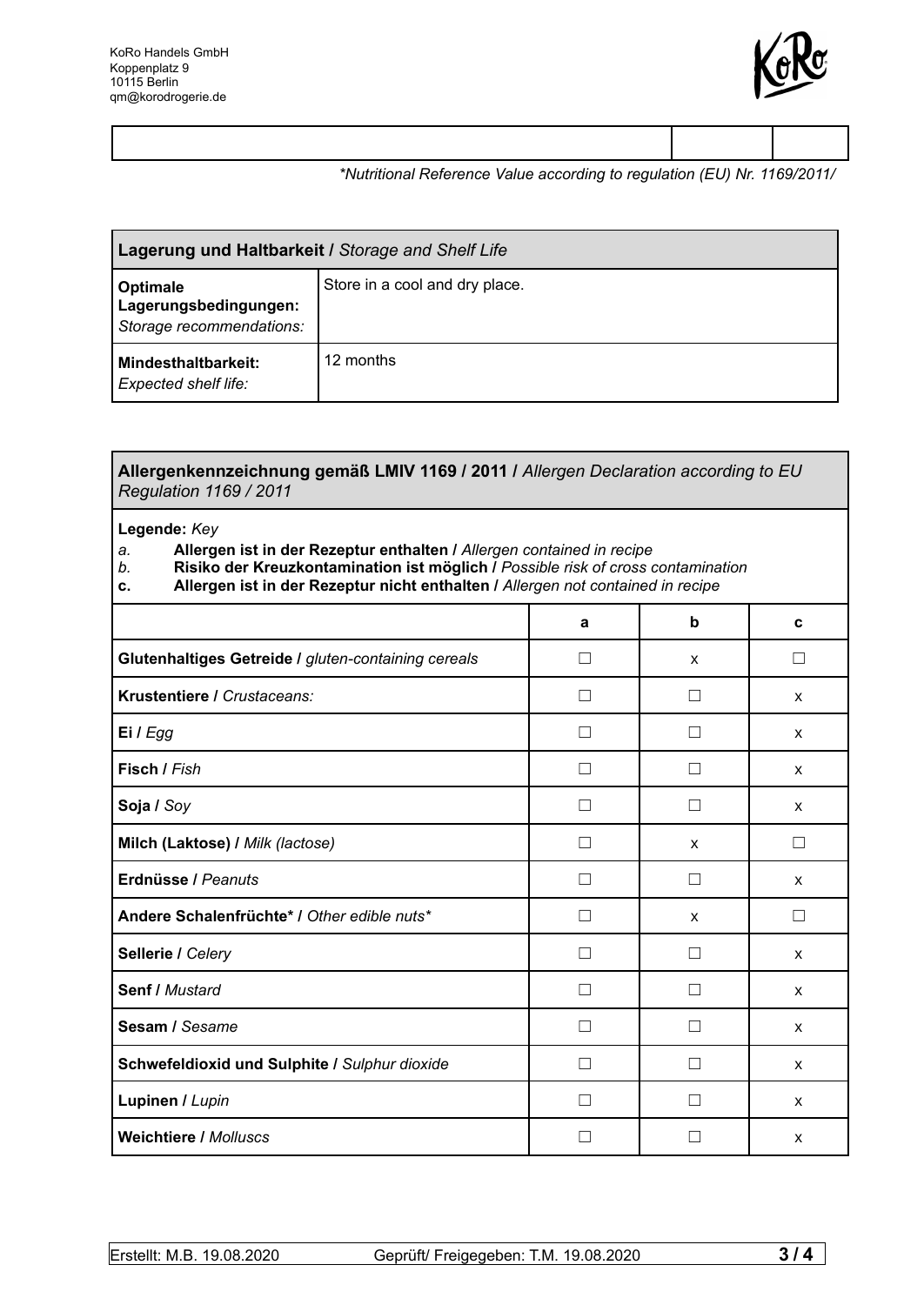KoRo Handels GmbH
Koppenplatz 9
10115 Berlin
qm@korodrogerie.de

| | | |
|---|---|---|
| | | |

*\*Nutritional Reference Value according to regulation (EU) Nr. 1169/2011/*

| **Lagerung und Haltbarkeit /** *Storage and Shelf Life* | |
|---|---|
| **Optimale Lagerungsbedingungen:** *Storage recommendations:* | Store in a cool and dry place. |
| **Mindesthaltbarkeit:** *Expected shelf life:* | 12 months |

**Allergenkennzeichnung gemäß LMIV 1169 / 2011 /** *Allergen Declaration according to EU Regulation 1169 / 2011*

**Legende:** *Key*

*a.* **Allergen ist in der Rezeptur enthalten /** *Allergen contained in recipe*
*b.* **Risiko der Kreuzkontamination ist möglich /** *Possible risk of cross contamination*
**c.** **Allergen ist in der Rezeptur nicht enthalten /** *Allergen not contained in recipe*

| | a | b | c |
|---|---|---|---|
| **Glutenhaltiges Getreide /** *gluten-containing cereals* | ☐ | x | ☐ |
| **Krustentiere /** *Crustaceans:* | ☐ | ☐ | x |
| **Ei /** *Egg* | ☐ | ☐ | x |
| **Fisch /** *Fish* | ☐ | ☐ | x |
| **Soja /** *Soy* | ☐ | ☐ | x |
| **Milch (Laktose) /** *Milk (lactose)* | ☐ | x | ☐ |
| **Erdnüsse /** *Peanuts* | ☐ | ☐ | x |
| **Andere Schalenfrüchte\* /** *Other edible nuts\** | ☐ | x | ☐ |
| **Sellerie /** *Celery* | ☐ | ☐ | x |
| **Senf /** *Mustard* | ☐ | ☐ | x |
| **Sesam /** *Sesame* | ☐ | ☐ | x |
| **Schwefeldioxid und Sulphite /** *Sulphur dioxide* | ☐ | ☐ | x |
| **Lupinen /** *Lupin* | ☐ | ☐ | x |
| **Weichtiere /** *Molluscs* | ☐ | ☐ | x |

Erstellt: M.B. 19.08.2020 Geprüft/ Freigegeben: T.M. 19.08.2020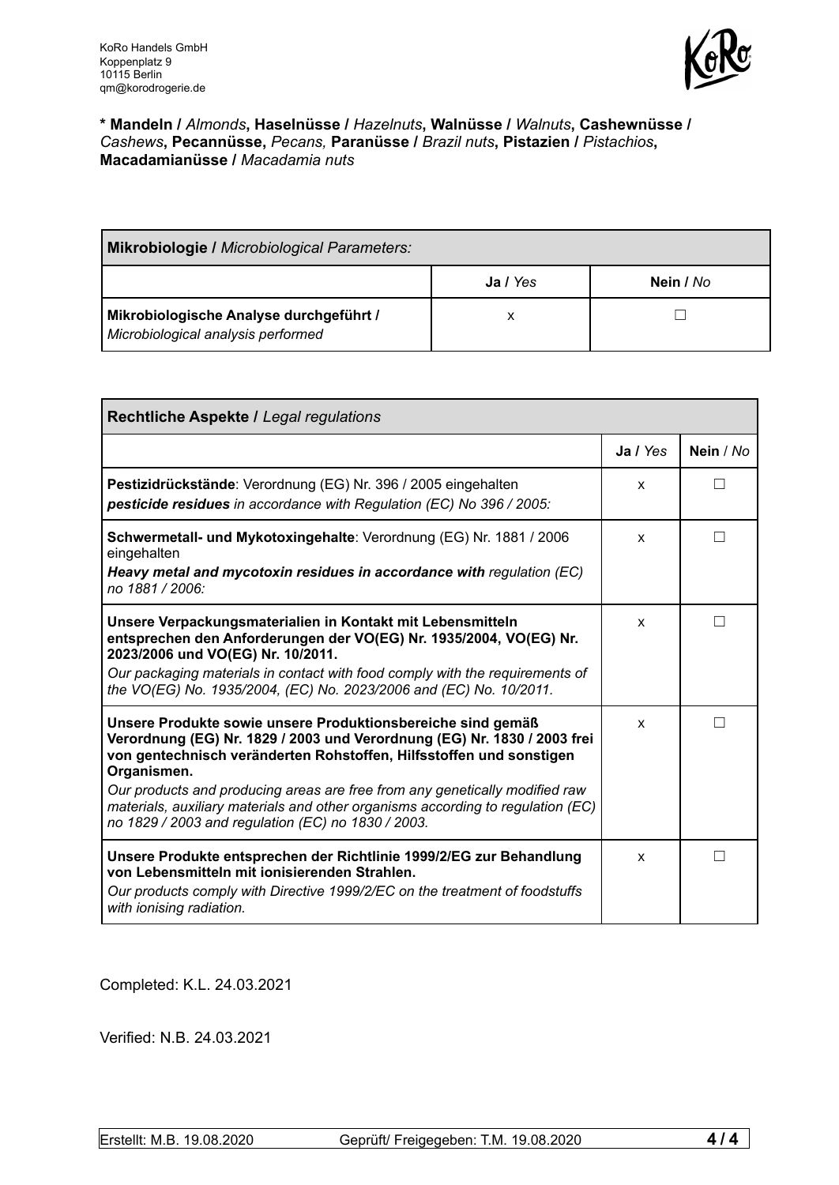**\* Mandeln /** *Almonds***, Haselnüsse /** *Hazelnuts***, Walnüsse /** *Walnuts***, Cashewnüsse /** *Cashews***, Pecannüsse,** *Pecans,* **Paranüsse /** *Brazil nuts***, Pistazien /** *Pistachios***, Macadamianüsse /** *Macadamia nuts*

| **Mikrobiologie /** *Microbiological Parameters:* | | |
|---|---|---|
| | **Ja /** *Yes* | **Nein /** *No* |
| **Mikrobiologische Analyse durchgeführt /** *Microbiological analysis performed* | x | ☐ |

| **Rechtliche Aspekte /** *Legal regulations* | | |
|---|---|---|
| | **Ja /** *Yes* | **Nein** / *No* |
| **Pestizidrückstände**: Verordnung (EG) Nr. 396 / 2005 eingehalten ***pesticide residues*** *in accordance with Regulation (EC) No 396 / 2005:* | x | ☐ |
| **Schwermetall- und Mykotoxingehalte**: Verordnung (EG) Nr. 1881 / 2006 eingehalten ***Heavy metal and mycotoxin residues in accordance with*** *regulation (EC) no 1881 / 2006:* | x | ☐ |
| **Unsere Verpackungsmaterialien in Kontakt mit Lebensmitteln entsprechen den Anforderungen der VO(EG) Nr. 1935/2004, VO(EG) Nr. 2023/2006 und VO(EG) Nr. 10/2011.** *Our packaging materials in contact with food comply with the requirements of the VO(EG) No. 1935/2004, (EC) No. 2023/2006 and (EC) No. 10/2011.* | x | ☐ |
| **Unsere Produkte sowie unsere Produktionsbereiche sind gemäß Verordnung (EG) Nr. 1829 / 2003 und Verordnung (EG) Nr. 1830 / 2003 frei von gentechnisch veränderten Rohstoffen, Hilfsstoffen und sonstigen Organismen.** *Our products and producing areas are free from any genetically modified raw materials, auxiliary materials and other organisms according to regulation (EC) no 1829 / 2003 and regulation (EC) no 1830 / 2003.* | x | ☐ |
| **Unsere Produkte entsprechen der Richtlinie 1999/2/EG zur Behandlung von Lebensmitteln mit ionisierenden Strahlen.** *Our products comply with Directive 1999/2/EC on the treatment of foodstuffs with ionising radiation.* | x | ☐ |

Completed: K.L. 24.03.2021

Verified: N.B. 24.03.2021